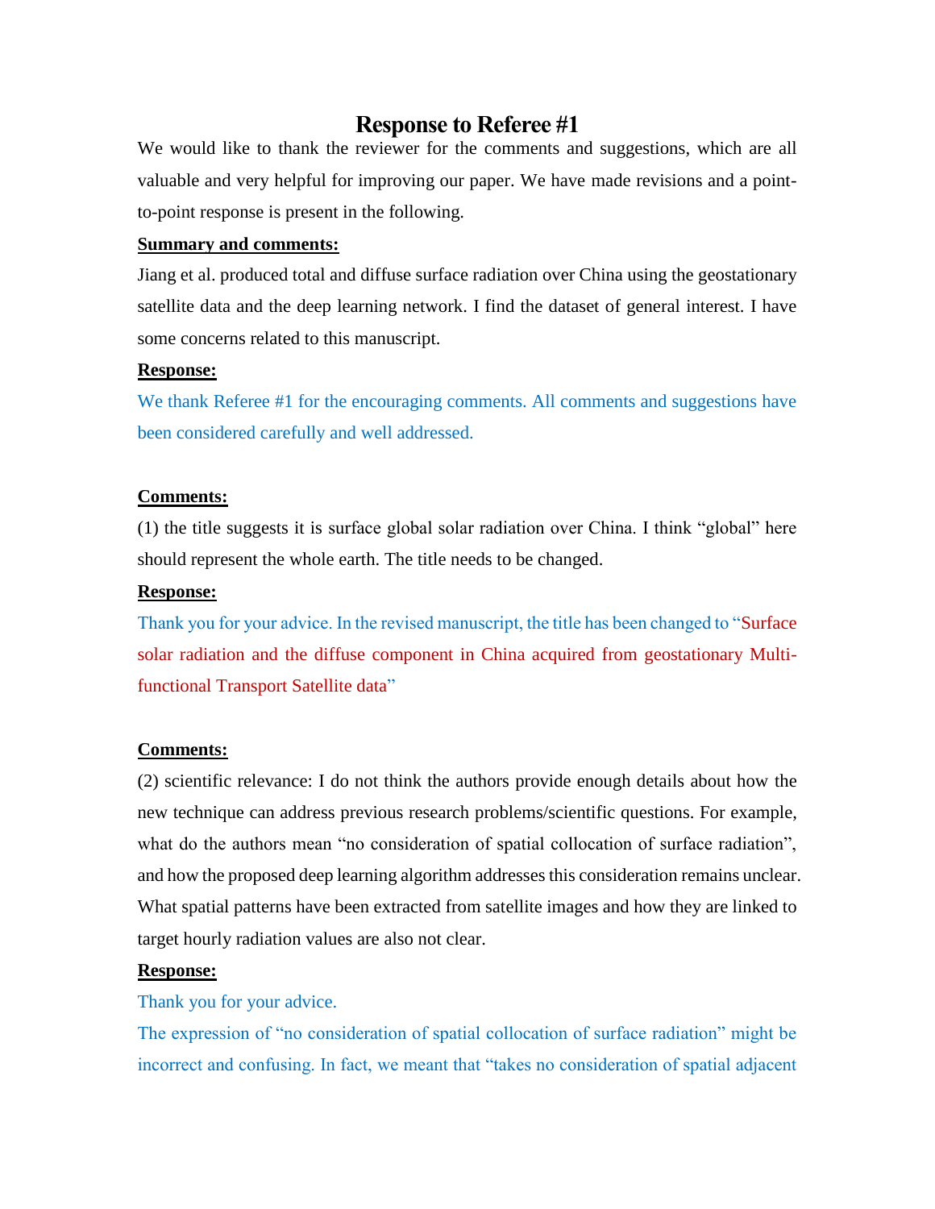# Response to Referee #1

We would like to thank the reviewer for the comments and suggestions, which are all valuable and very helpful for improving our paper. We have made revisions and a point-to-point response is present in the following.

**Summary and comments:**

Jiang et al. produced total and diffuse surface radiation over China using the geostationary satellite data and the deep learning network. I find the dataset of general interest. I have some concerns related to this manuscript.

**Response:**

We thank Referee #1 for the encouraging comments. All comments and suggestions have been considered carefully and well addressed.

**Comments:**

(1) the title suggests it is surface global solar radiation over China. I think "global" here should represent the whole earth. The title needs to be changed.

**Response:**

Thank you for your advice. In the revised manuscript, the title has been changed to "Surface solar radiation and the diffuse component in China acquired from geostationary Multi-functional Transport Satellite data"

**Comments:**

(2) scientific relevance: I do not think the authors provide enough details about how the new technique can address previous research problems/scientific questions. For example, what do the authors mean "no consideration of spatial collocation of surface radiation", and how the proposed deep learning algorithm addresses this consideration remains unclear. What spatial patterns have been extracted from satellite images and how they are linked to target hourly radiation values are also not clear.

**Response:**

Thank you for your advice.

The expression of "no consideration of spatial collocation of surface radiation" might be incorrect and confusing. In fact, we meant that "takes no consideration of spatial adjacent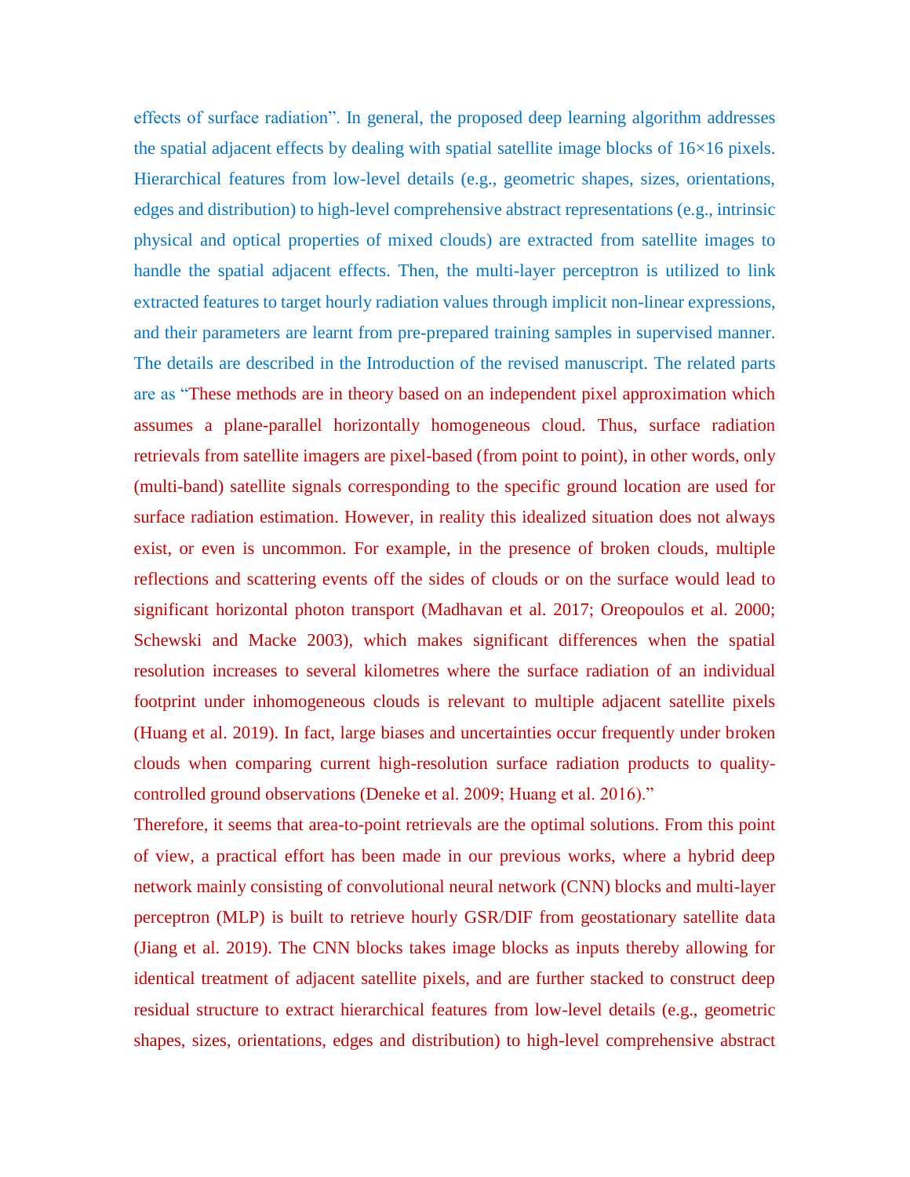effects of surface radiation". In general, the proposed deep learning algorithm addresses the spatial adjacent effects by dealing with spatial satellite image blocks of 16×16 pixels. Hierarchical features from low-level details (e.g., geometric shapes, sizes, orientations, edges and distribution) to high-level comprehensive abstract representations (e.g., intrinsic physical and optical properties of mixed clouds) are extracted from satellite images to handle the spatial adjacent effects. Then, the multi-layer perceptron is utilized to link extracted features to target hourly radiation values through implicit non-linear expressions, and their parameters are learnt from pre-prepared training samples in supervised manner. The details are described in the Introduction of the revised manuscript. The related parts are as "These methods are in theory based on an independent pixel approximation which assumes a plane-parallel horizontally homogeneous cloud. Thus, surface radiation retrievals from satellite imagers are pixel-based (from point to point), in other words, only (multi-band) satellite signals corresponding to the specific ground location are used for surface radiation estimation. However, in reality this idealized situation does not always exist, or even is uncommon. For example, in the presence of broken clouds, multiple reflections and scattering events off the sides of clouds or on the surface would lead to significant horizontal photon transport (Madhavan et al. 2017; Oreopoulos et al. 2000; Schewski and Macke 2003), which makes significant differences when the spatial resolution increases to several kilometres where the surface radiation of an individual footprint under inhomogeneous clouds is relevant to multiple adjacent satellite pixels (Huang et al. 2019). In fact, large biases and uncertainties occur frequently under broken clouds when comparing current high-resolution surface radiation products to quality-controlled ground observations (Deneke et al. 2009; Huang et al. 2016)."

Therefore, it seems that area-to-point retrievals are the optimal solutions. From this point of view, a practical effort has been made in our previous works, where a hybrid deep network mainly consisting of convolutional neural network (CNN) blocks and multi-layer perceptron (MLP) is built to retrieve hourly GSR/DIF from geostationary satellite data (Jiang et al. 2019). The CNN blocks takes image blocks as inputs thereby allowing for identical treatment of adjacent satellite pixels, and are further stacked to construct deep residual structure to extract hierarchical features from low-level details (e.g., geometric shapes, sizes, orientations, edges and distribution) to high-level comprehensive abstract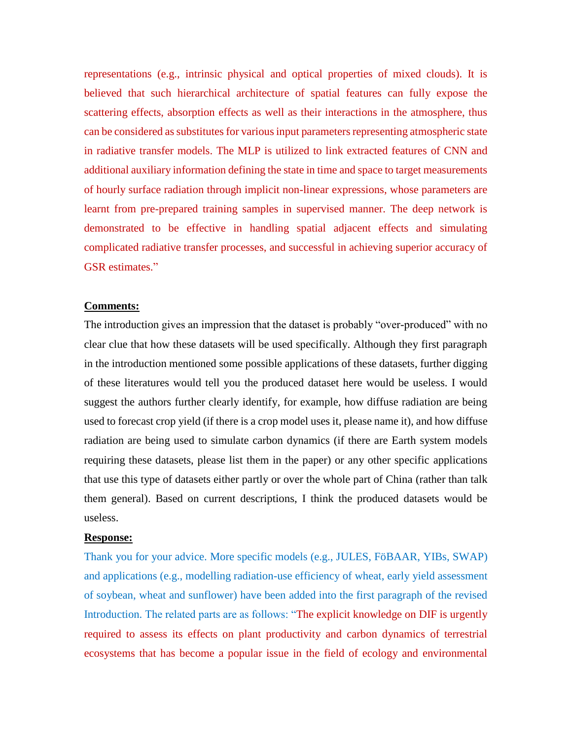representations (e.g., intrinsic physical and optical properties of mixed clouds). It is believed that such hierarchical architecture of spatial features can fully expose the scattering effects, absorption effects as well as their interactions in the atmosphere, thus can be considered as substitutes for various input parameters representing atmospheric state in radiative transfer models. The MLP is utilized to link extracted features of CNN and additional auxiliary information defining the state in time and space to target measurements of hourly surface radiation through implicit non-linear expressions, whose parameters are learnt from pre-prepared training samples in supervised manner. The deep network is demonstrated to be effective in handling spatial adjacent effects and simulating complicated radiative transfer processes, and successful in achieving superior accuracy of GSR estimates."

**Comments:**

The introduction gives an impression that the dataset is probably "over-produced" with no clear clue that how these datasets will be used specifically. Although they first paragraph in the introduction mentioned some possible applications of these datasets, further digging of these literatures would tell you the produced dataset here would be useless. I would suggest the authors further clearly identify, for example, how diffuse radiation are being used to forecast crop yield (if there is a crop model uses it, please name it), and how diffuse radiation are being used to simulate carbon dynamics (if there are Earth system models requiring these datasets, please list them in the paper) or any other specific applications that use this type of datasets either partly or over the whole part of China (rather than talk them general). Based on current descriptions, I think the produced datasets would be useless.

**Response:**

Thank you for your advice. More specific models (e.g., JULES, FöBAAR, YIBs, SWAP) and applications (e.g., modelling radiation-use efficiency of wheat, early yield assessment of soybean, wheat and sunflower) have been added into the first paragraph of the revised Introduction. The related parts are as follows: "The explicit knowledge on DIF is urgently required to assess its effects on plant productivity and carbon dynamics of terrestrial ecosystems that has become a popular issue in the field of ecology and environmental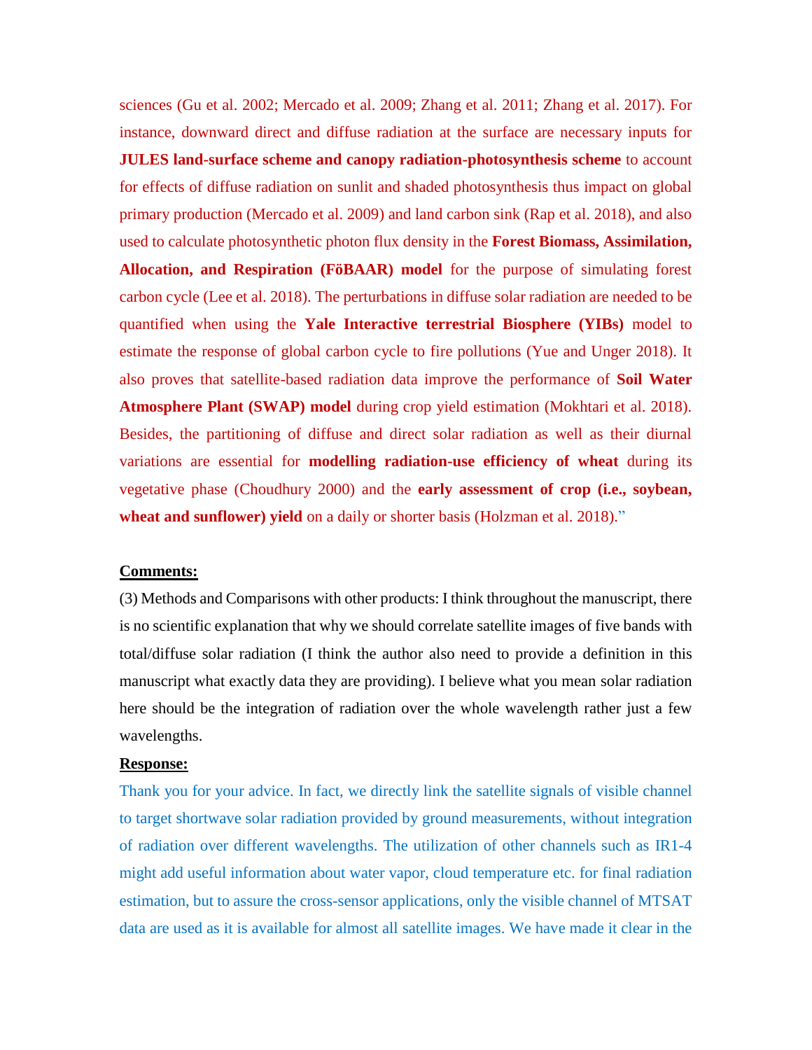sciences (Gu et al. 2002; Mercado et al. 2009; Zhang et al. 2011; Zhang et al. 2017). For instance, downward direct and diffuse radiation at the surface are necessary inputs for **JULES land-surface scheme and canopy radiation-photosynthesis scheme** to account for effects of diffuse radiation on sunlit and shaded photosynthesis thus impact on global primary production (Mercado et al. 2009) and land carbon sink (Rap et al. 2018), and also used to calculate photosynthetic photon flux density in the **Forest Biomass, Assimilation, Allocation, and Respiration (FöBAAR) model** for the purpose of simulating forest carbon cycle (Lee et al. 2018). The perturbations in diffuse solar radiation are needed to be quantified when using the **Yale Interactive terrestrial Biosphere (YIBs)** model to estimate the response of global carbon cycle to fire pollutions (Yue and Unger 2018). It also proves that satellite-based radiation data improve the performance of **Soil Water Atmosphere Plant (SWAP) model** during crop yield estimation (Mokhtari et al. 2018). Besides, the partitioning of diffuse and direct solar radiation as well as their diurnal variations are essential for **modelling radiation-use efficiency of wheat** during its vegetative phase (Choudhury 2000) and the **early assessment of crop (i.e., soybean, wheat and sunflower) yield** on a daily or shorter basis (Holzman et al. 2018)."

**Comments:**

(3) Methods and Comparisons with other products: I think throughout the manuscript, there is no scientific explanation that why we should correlate satellite images of five bands with total/diffuse solar radiation (I think the author also need to provide a definition in this manuscript what exactly data they are providing). I believe what you mean solar radiation here should be the integration of radiation over the whole wavelength rather just a few wavelengths.

**Response:**

Thank you for your advice. In fact, we directly link the satellite signals of visible channel to target shortwave solar radiation provided by ground measurements, without integration of radiation over different wavelengths. The utilization of other channels such as IR1-4 might add useful information about water vapor, cloud temperature etc. for final radiation estimation, but to assure the cross-sensor applications, only the visible channel of MTSAT data are used as it is available for almost all satellite images. We have made it clear in the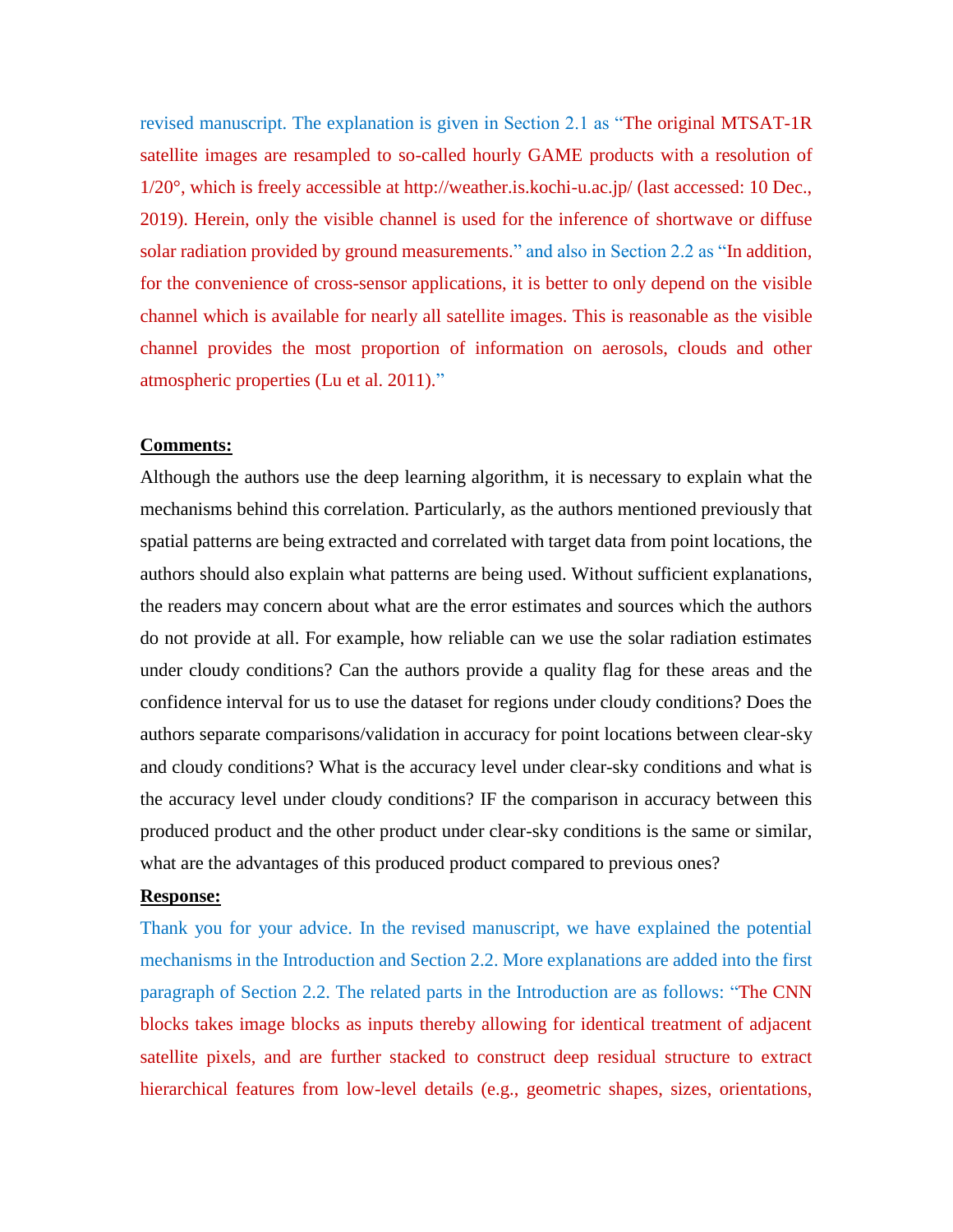revised manuscript. The explanation is given in Section 2.1 as "The original MTSAT-1R satellite images are resampled to so-called hourly GAME products with a resolution of 1/20°, which is freely accessible at http://weather.is.kochi-u.ac.jp/ (last accessed: 10 Dec., 2019). Herein, only the visible channel is used for the inference of shortwave or diffuse solar radiation provided by ground measurements." and also in Section 2.2 as "In addition, for the convenience of cross-sensor applications, it is better to only depend on the visible channel which is available for nearly all satellite images. This is reasonable as the visible channel provides the most proportion of information on aerosols, clouds and other atmospheric properties (Lu et al. 2011)."

**Comments:**

Although the authors use the deep learning algorithm, it is necessary to explain what the mechanisms behind this correlation. Particularly, as the authors mentioned previously that spatial patterns are being extracted and correlated with target data from point locations, the authors should also explain what patterns are being used. Without sufficient explanations, the readers may concern about what are the error estimates and sources which the authors do not provide at all. For example, how reliable can we use the solar radiation estimates under cloudy conditions? Can the authors provide a quality flag for these areas and the confidence interval for us to use the dataset for regions under cloudy conditions? Does the authors separate comparisons/validation in accuracy for point locations between clear-sky and cloudy conditions? What is the accuracy level under clear-sky conditions and what is the accuracy level under cloudy conditions? IF the comparison in accuracy between this produced product and the other product under clear-sky conditions is the same or similar, what are the advantages of this produced product compared to previous ones?

**Response:**

Thank you for your advice. In the revised manuscript, we have explained the potential mechanisms in the Introduction and Section 2.2. More explanations are added into the first paragraph of Section 2.2. The related parts in the Introduction are as follows: "The CNN blocks takes image blocks as inputs thereby allowing for identical treatment of adjacent satellite pixels, and are further stacked to construct deep residual structure to extract hierarchical features from low-level details (e.g., geometric shapes, sizes, orientations,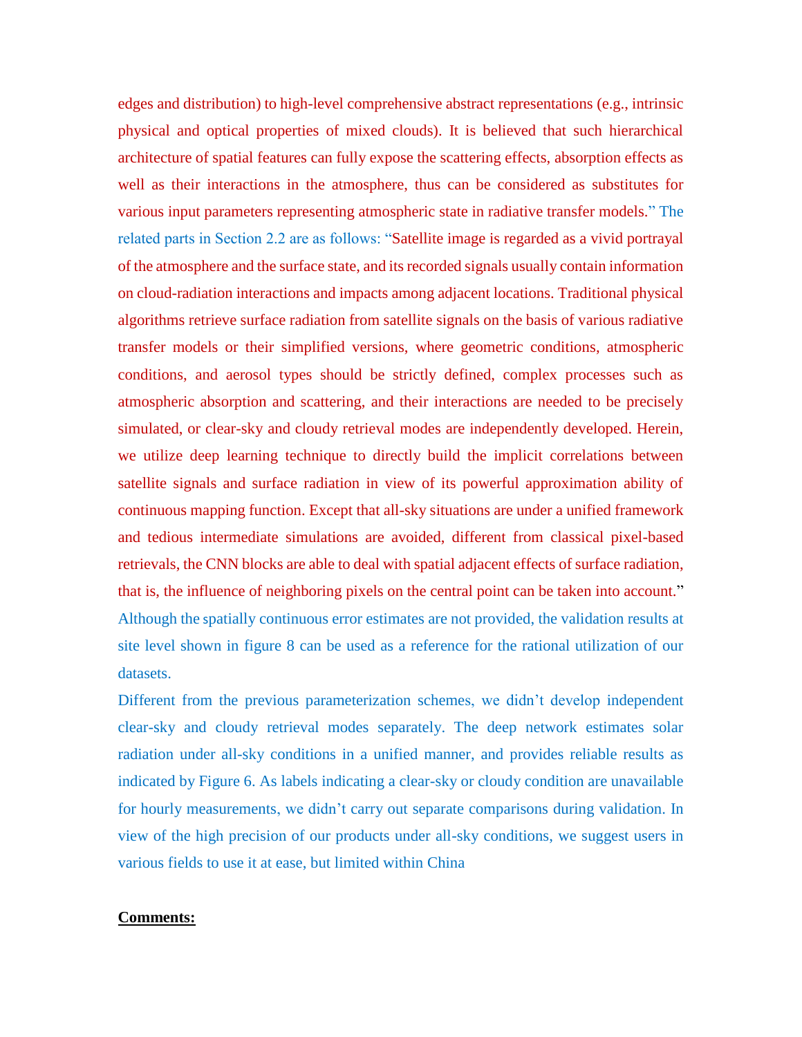edges and distribution) to high-level comprehensive abstract representations (e.g., intrinsic physical and optical properties of mixed clouds). It is believed that such hierarchical architecture of spatial features can fully expose the scattering effects, absorption effects as well as their interactions in the atmosphere, thus can be considered as substitutes for various input parameters representing atmospheric state in radiative transfer models." The related parts in Section 2.2 are as follows: "Satellite image is regarded as a vivid portrayal of the atmosphere and the surface state, and its recorded signals usually contain information on cloud-radiation interactions and impacts among adjacent locations. Traditional physical algorithms retrieve surface radiation from satellite signals on the basis of various radiative transfer models or their simplified versions, where geometric conditions, atmospheric conditions, and aerosol types should be strictly defined, complex processes such as atmospheric absorption and scattering, and their interactions are needed to be precisely simulated, or clear-sky and cloudy retrieval modes are independently developed. Herein, we utilize deep learning technique to directly build the implicit correlations between satellite signals and surface radiation in view of its powerful approximation ability of continuous mapping function. Except that all-sky situations are under a unified framework and tedious intermediate simulations are avoided, different from classical pixel-based retrievals, the CNN blocks are able to deal with spatial adjacent effects of surface radiation, that is, the influence of neighboring pixels on the central point can be taken into account." Although the spatially continuous error estimates are not provided, the validation results at site level shown in figure 8 can be used as a reference for the rational utilization of our datasets.

Different from the previous parameterization schemes, we didn't develop independent clear-sky and cloudy retrieval modes separately. The deep network estimates solar radiation under all-sky conditions in a unified manner, and provides reliable results as indicated by Figure 6. As labels indicating a clear-sky or cloudy condition are unavailable for hourly measurements, we didn't carry out separate comparisons during validation. In view of the high precision of our products under all-sky conditions, we suggest users in various fields to use it at ease, but limited within China

**Comments:**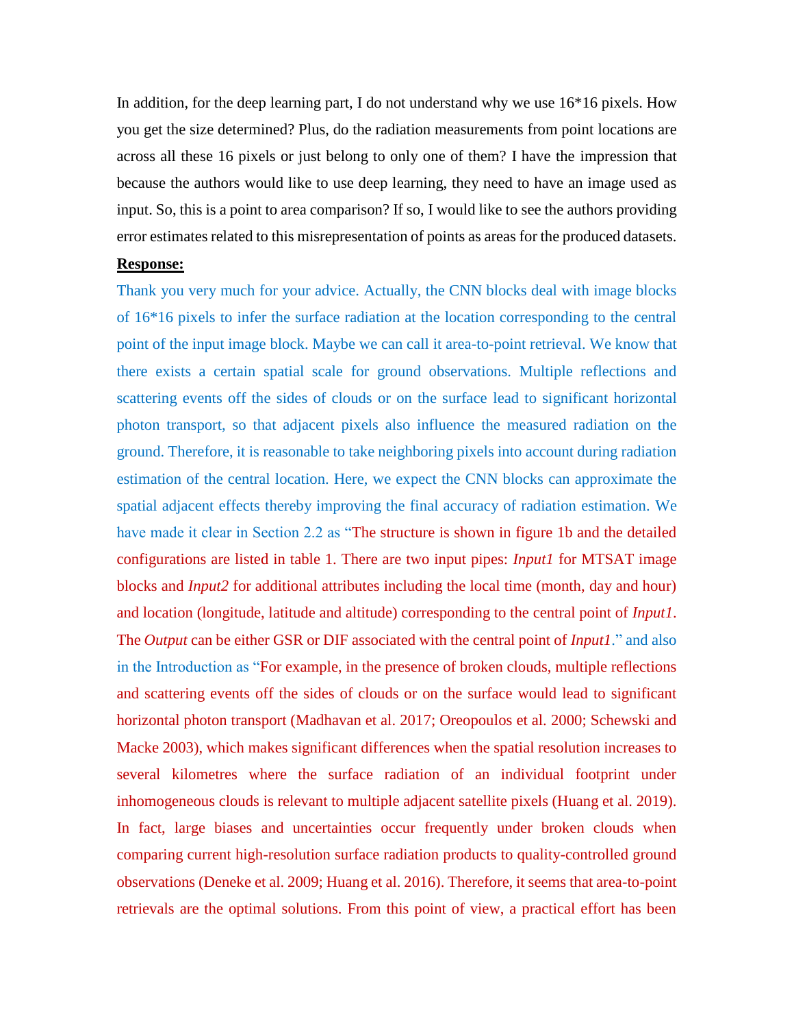In addition, for the deep learning part, I do not understand why we use 16*16 pixels. How you get the size determined? Plus, do the radiation measurements from point locations are across all these 16 pixels or just belong to only one of them? I have the impression that because the authors would like to use deep learning, they need to have an image used as input. So, this is a point to area comparison? If so, I would like to see the authors providing error estimates related to this misrepresentation of points as areas for the produced datasets.

**Response:**

Thank you very much for your advice. Actually, the CNN blocks deal with image blocks of 16*16 pixels to infer the surface radiation at the location corresponding to the central point of the input image block. Maybe we can call it area-to-point retrieval. We know that there exists a certain spatial scale for ground observations. Multiple reflections and scattering events off the sides of clouds or on the surface lead to significant horizontal photon transport, so that adjacent pixels also influence the measured radiation on the ground. Therefore, it is reasonable to take neighboring pixels into account during radiation estimation of the central location. Here, we expect the CNN blocks can approximate the spatial adjacent effects thereby improving the final accuracy of radiation estimation. We have made it clear in Section 2.2 as "The structure is shown in figure 1b and the detailed configurations are listed in table 1. There are two input pipes: *Input1* for MTSAT image blocks and *Input2* for additional attributes including the local time (month, day and hour) and location (longitude, latitude and altitude) corresponding to the central point of *Input1*. The *Output* can be either GSR or DIF associated with the central point of *Input1*." and also in the Introduction as "For example, in the presence of broken clouds, multiple reflections and scattering events off the sides of clouds or on the surface would lead to significant horizontal photon transport (Madhavan et al. 2017; Oreopoulos et al. 2000; Schewski and Macke 2003), which makes significant differences when the spatial resolution increases to several kilometres where the surface radiation of an individual footprint under inhomogeneous clouds is relevant to multiple adjacent satellite pixels (Huang et al. 2019). In fact, large biases and uncertainties occur frequently under broken clouds when comparing current high-resolution surface radiation products to quality-controlled ground observations (Deneke et al. 2009; Huang et al. 2016). Therefore, it seems that area-to-point retrievals are the optimal solutions. From this point of view, a practical effort has been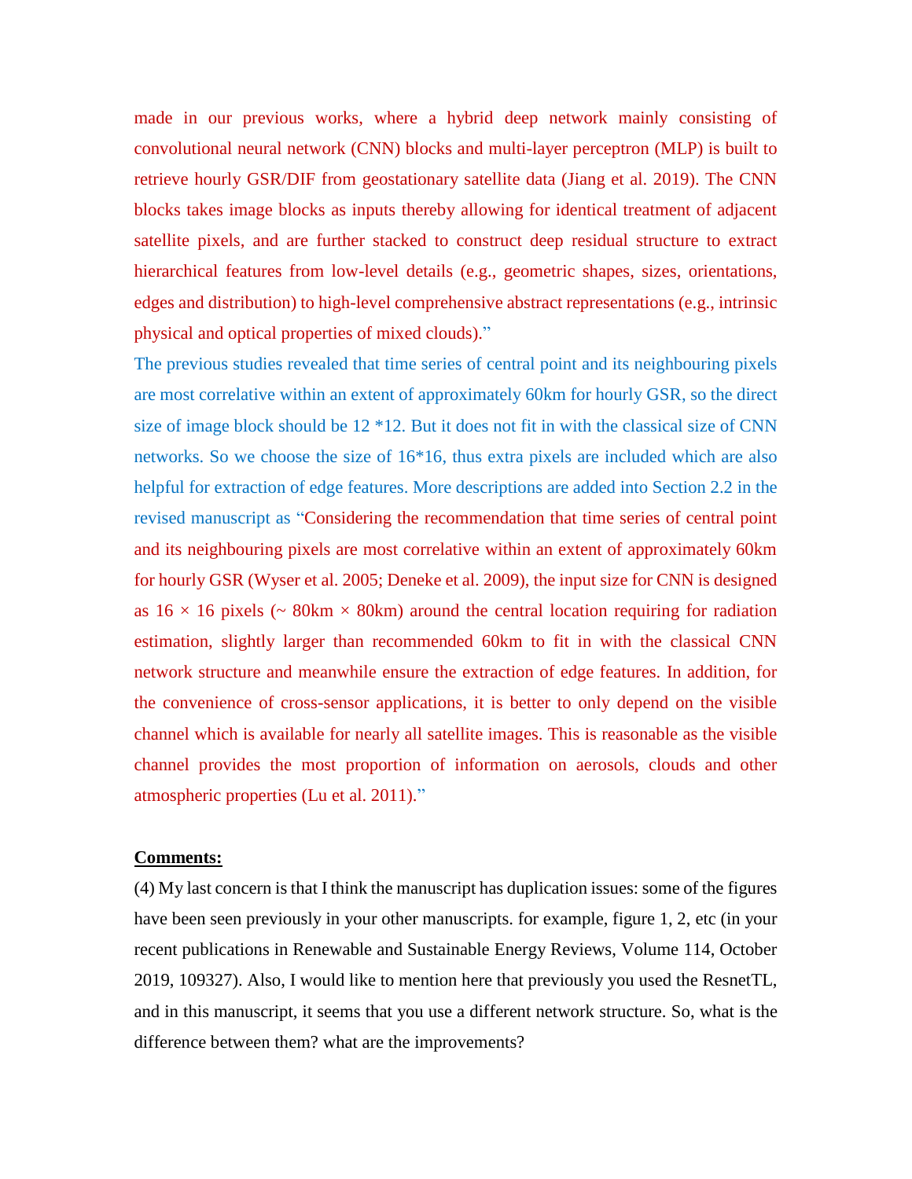made in our previous works, where a hybrid deep network mainly consisting of convolutional neural network (CNN) blocks and multi-layer perceptron (MLP) is built to retrieve hourly GSR/DIF from geostationary satellite data (Jiang et al. 2019). The CNN blocks takes image blocks as inputs thereby allowing for identical treatment of adjacent satellite pixels, and are further stacked to construct deep residual structure to extract hierarchical features from low-level details (e.g., geometric shapes, sizes, orientations, edges and distribution) to high-level comprehensive abstract representations (e.g., intrinsic physical and optical properties of mixed clouds)."

The previous studies revealed that time series of central point and its neighbouring pixels are most correlative within an extent of approximately 60km for hourly GSR, so the direct size of image block should be 12 *12. But it does not fit in with the classical size of CNN networks. So we choose the size of 16*16, thus extra pixels are included which are also helpful for extraction of edge features. More descriptions are added into Section 2.2 in the revised manuscript as "Considering the recommendation that time series of central point and its neighbouring pixels are most correlative within an extent of approximately 60km for hourly GSR (Wyser et al. 2005; Deneke et al. 2009), the input size for CNN is designed as 16 × 16 pixels (~ 80km × 80km) around the central location requiring for radiation estimation, slightly larger than recommended 60km to fit in with the classical CNN network structure and meanwhile ensure the extraction of edge features. In addition, for the convenience of cross-sensor applications, it is better to only depend on the visible channel which is available for nearly all satellite images. This is reasonable as the visible channel provides the most proportion of information on aerosols, clouds and other atmospheric properties (Lu et al. 2011)."

**Comments:**

(4) My last concern is that I think the manuscript has duplication issues: some of the figures have been seen previously in your other manuscripts. for example, figure 1, 2, etc (in your recent publications in Renewable and Sustainable Energy Reviews, Volume 114, October 2019, 109327). Also, I would like to mention here that previously you used the ResnetTL, and in this manuscript, it seems that you use a different network structure. So, what is the difference between them? what are the improvements?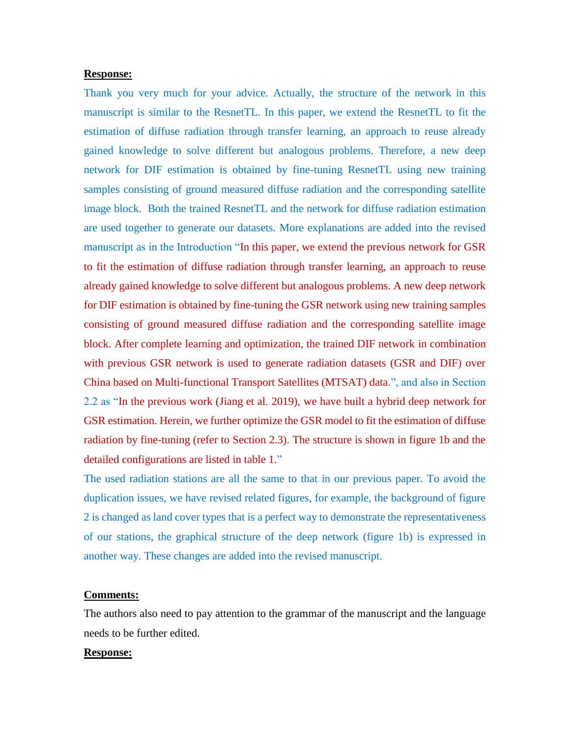**Response:**

Thank you very much for your advice. Actually, the structure of the network in this manuscript is similar to the ResnetTL. In this paper, we extend the ResnetTL to fit the estimation of diffuse radiation through transfer learning, an approach to reuse already gained knowledge to solve different but analogous problems. Therefore, a new deep network for DIF estimation is obtained by fine-tuning ResnetTL using new training samples consisting of ground measured diffuse radiation and the corresponding satellite image block. Both the trained ResnetTL and the network for diffuse radiation estimation are used together to generate our datasets. More explanations are added into the revised manuscript as in the Introduction "In this paper, we extend the previous network for GSR to fit the estimation of diffuse radiation through transfer learning, an approach to reuse already gained knowledge to solve different but analogous problems. A new deep network for DIF estimation is obtained by fine-tuning the GSR network using new training samples consisting of ground measured diffuse radiation and the corresponding satellite image block. After complete learning and optimization, the trained DIF network in combination with previous GSR network is used to generate radiation datasets (GSR and DIF) over China based on Multi-functional Transport Satellites (MTSAT) data.", and also in Section 2.2 as "In the previous work (Jiang et al. 2019), we have built a hybrid deep network for GSR estimation. Herein, we further optimize the GSR model to fit the estimation of diffuse radiation by fine-tuning (refer to Section 2.3). The structure is shown in figure 1b and the detailed configurations are listed in table 1."

The used radiation stations are all the same to that in our previous paper. To avoid the duplication issues, we have revised related figures, for example, the background of figure 2 is changed as land cover types that is a perfect way to demonstrate the representativeness of our stations, the graphical structure of the deep network (figure 1b) is expressed in another way. These changes are added into the revised manuscript.

**Comments:**

The authors also need to pay attention to the grammar of the manuscript and the language needs to be further edited.

**Response:**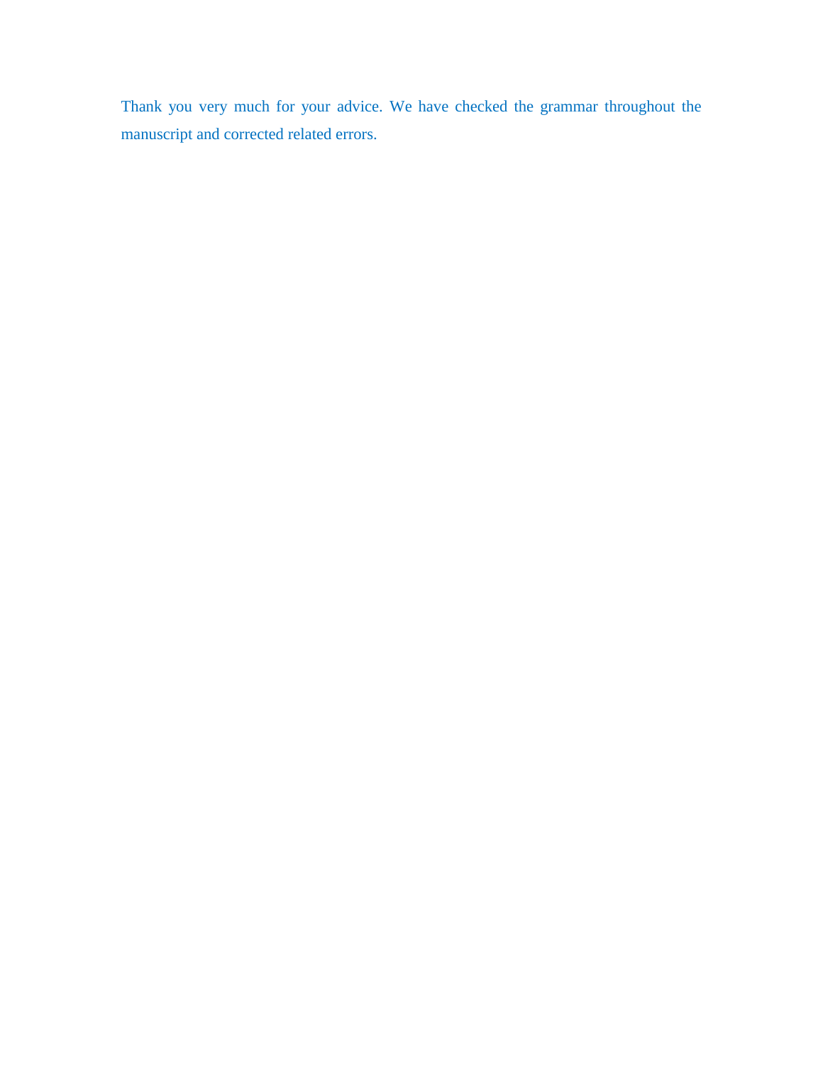Thank you very much for your advice. We have checked the grammar throughout the manuscript and corrected related errors.